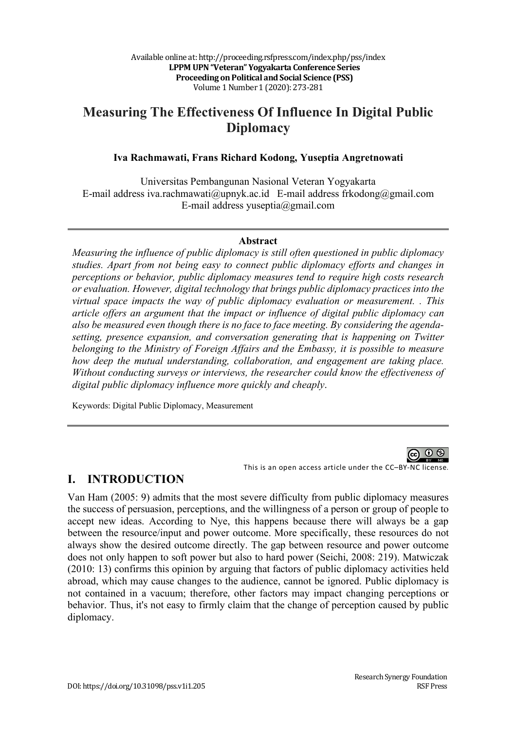# Measuring The Effectiveness Of Influence In Digital Public Diplomacy

**Iva Rachmawati, Frans Richard Kodong, Yuseptia Angretnowati**

Universitas Pembangunan Nasional Veteran Yogyakarta
E-mail address iva.rachmawati@upnyk.ac.id E-mail address frkodong@gmail.com
E-mail address yuseptia@gmail.com

**Abstract**

*Measuring the influence of public diplomacy is still often questioned in public diplomacy studies. Apart from not being easy to connect public diplomacy efforts and changes in perceptions or behavior, public diplomacy measures tend to require high costs research or evaluation. However, digital technology that brings public diplomacy practices into the virtual space impacts the way of public diplomacy evaluation or measurement. . This article offers an argument that the impact or influence of digital public diplomacy can also be measured even though there is no face to face meeting. By considering the agenda-setting, presence expansion, and conversation generating that is happening on Twitter belonging to the Ministry of Foreign Affairs and the Embassy, it is possible to measure how deep the mutual understanding, collaboration, and engagement are taking place. Without conducting surveys or interviews, the researcher could know the effectiveness of digital public diplomacy influence more quickly and cheaply.*

Keywords: Digital Public Diplomacy, Measurement

This is an open access article under the CC–BY-NC license.

## I. INTRODUCTION

Van Ham (2005: 9) admits that the most severe difficulty from public diplomacy measures the success of persuasion, perceptions, and the willingness of a person or group of people to accept new ideas. According to Nye, this happens because there will always be a gap between the resource/input and power outcome. More specifically, these resources do not always show the desired outcome directly. The gap between resource and power outcome does not only happen to soft power but also to hard power (Seichi, 2008: 219). Matwiczak (2010: 13) confirms this opinion by arguing that factors of public diplomacy activities held abroad, which may cause changes to the audience, cannot be ignored. Public diplomacy is not contained in a vacuum; therefore, other factors may impact changing perceptions or behavior. Thus, it's not easy to firmly claim that the change of perception caused by public diplomacy.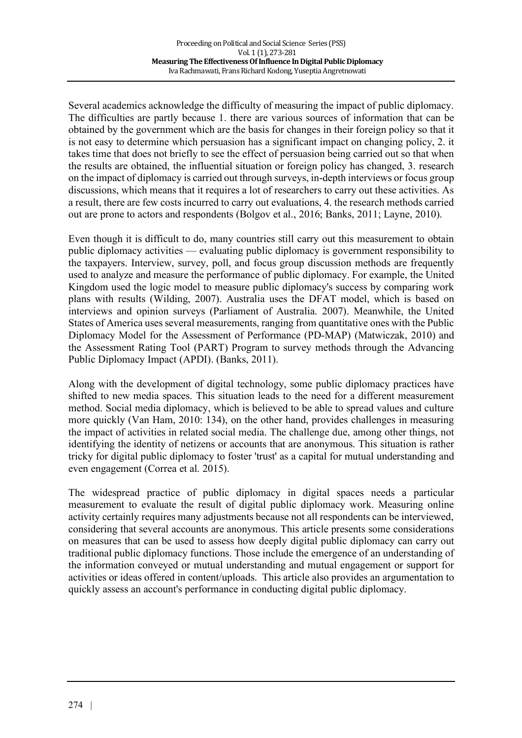Several academics acknowledge the difficulty of measuring the impact of public diplomacy. The difficulties are partly because 1. there are various sources of information that can be obtained by the government which are the basis for changes in their foreign policy so that it is not easy to determine which persuasion has a significant impact on changing policy, 2. it takes time that does not briefly to see the effect of persuasion being carried out so that when the results are obtained, the influential situation or foreign policy has changed, 3. research on the impact of diplomacy is carried out through surveys, in-depth interviews or focus group discussions, which means that it requires a lot of researchers to carry out these activities. As a result, there are few costs incurred to carry out evaluations, 4. the research methods carried out are prone to actors and respondents (Bolgov et al., 2016; Banks, 2011; Layne, 2010).

Even though it is difficult to do, many countries still carry out this measurement to obtain public diplomacy activities — evaluating public diplomacy is government responsibility to the taxpayers. Interview, survey, poll, and focus group discussion methods are frequently used to analyze and measure the performance of public diplomacy. For example, the United Kingdom used the logic model to measure public diplomacy's success by comparing work plans with results (Wilding, 2007). Australia uses the DFAT model, which is based on interviews and opinion surveys (Parliament of Australia. 2007). Meanwhile, the United States of America uses several measurements, ranging from quantitative ones with the Public Diplomacy Model for the Assessment of Performance (PD-MAP) (Matwiczak, 2010) and the Assessment Rating Tool (PART) Program to survey methods through the Advancing Public Diplomacy Impact (APDI). (Banks, 2011).

Along with the development of digital technology, some public diplomacy practices have shifted to new media spaces. This situation leads to the need for a different measurement method. Social media diplomacy, which is believed to be able to spread values and culture more quickly (Van Ham, 2010: 134), on the other hand, provides challenges in measuring the impact of activities in related social media. The challenge due, among other things, not identifying the identity of netizens or accounts that are anonymous. This situation is rather tricky for digital public diplomacy to foster 'trust' as a capital for mutual understanding and even engagement (Correa et al. 2015).

The widespread practice of public diplomacy in digital spaces needs a particular measurement to evaluate the result of digital public diplomacy work. Measuring online activity certainly requires many adjustments because not all respondents can be interviewed, considering that several accounts are anonymous. This article presents some considerations on measures that can be used to assess how deeply digital public diplomacy can carry out traditional public diplomacy functions. Those include the emergence of an understanding of the information conveyed or mutual understanding and mutual engagement or support for activities or ideas offered in content/uploads. This article also provides an argumentation to quickly assess an account's performance in conducting digital public diplomacy.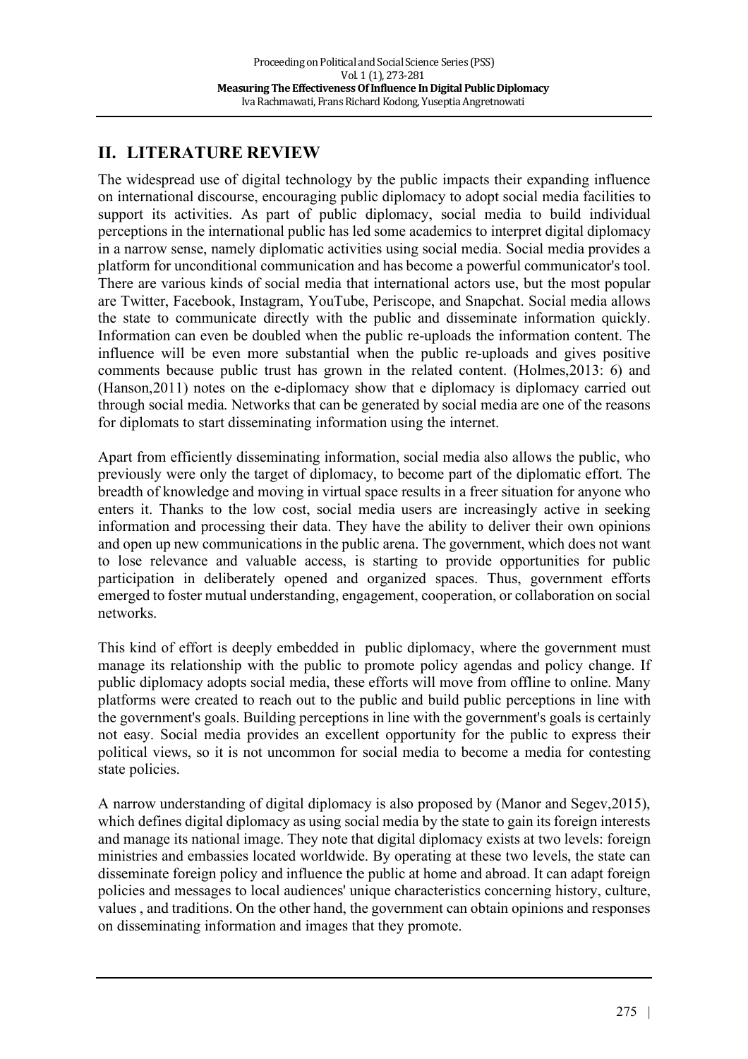## II. LITERATURE REVIEW

The widespread use of digital technology by the public impacts their expanding influence on international discourse, encouraging public diplomacy to adopt social media facilities to support its activities. As part of public diplomacy, social media to build individual perceptions in the international public has led some academics to interpret digital diplomacy in a narrow sense, namely diplomatic activities using social media. Social media provides a platform for unconditional communication and has become a powerful communicator's tool. There are various kinds of social media that international actors use, but the most popular are Twitter, Facebook, Instagram, YouTube, Periscope, and Snapchat. Social media allows the state to communicate directly with the public and disseminate information quickly. Information can even be doubled when the public re-uploads the information content. The influence will be even more substantial when the public re-uploads and gives positive comments because public trust has grown in the related content. (Holmes,2013: 6) and (Hanson,2011) notes on the e-diplomacy show that e diplomacy is diplomacy carried out through social media. Networks that can be generated by social media are one of the reasons for diplomats to start disseminating information using the internet.

Apart from efficiently disseminating information, social media also allows the public, who previously were only the target of diplomacy, to become part of the diplomatic effort. The breadth of knowledge and moving in virtual space results in a freer situation for anyone who enters it. Thanks to the low cost, social media users are increasingly active in seeking information and processing their data. They have the ability to deliver their own opinions and open up new communications in the public arena. The government, which does not want to lose relevance and valuable access, is starting to provide opportunities for public participation in deliberately opened and organized spaces. Thus, government efforts emerged to foster mutual understanding, engagement, cooperation, or collaboration on social networks.

This kind of effort is deeply embedded in public diplomacy, where the government must manage its relationship with the public to promote policy agendas and policy change. If public diplomacy adopts social media, these efforts will move from offline to online. Many platforms were created to reach out to the public and build public perceptions in line with the government's goals. Building perceptions in line with the government's goals is certainly not easy. Social media provides an excellent opportunity for the public to express their political views, so it is not uncommon for social media to become a media for contesting state policies.

A narrow understanding of digital diplomacy is also proposed by (Manor and Segev,2015), which defines digital diplomacy as using social media by the state to gain its foreign interests and manage its national image. They note that digital diplomacy exists at two levels: foreign ministries and embassies located worldwide. By operating at these two levels, the state can disseminate foreign policy and influence the public at home and abroad. It can adapt foreign policies and messages to local audiences' unique characteristics concerning history, culture, values , and traditions. On the other hand, the government can obtain opinions and responses on disseminating information and images that they promote.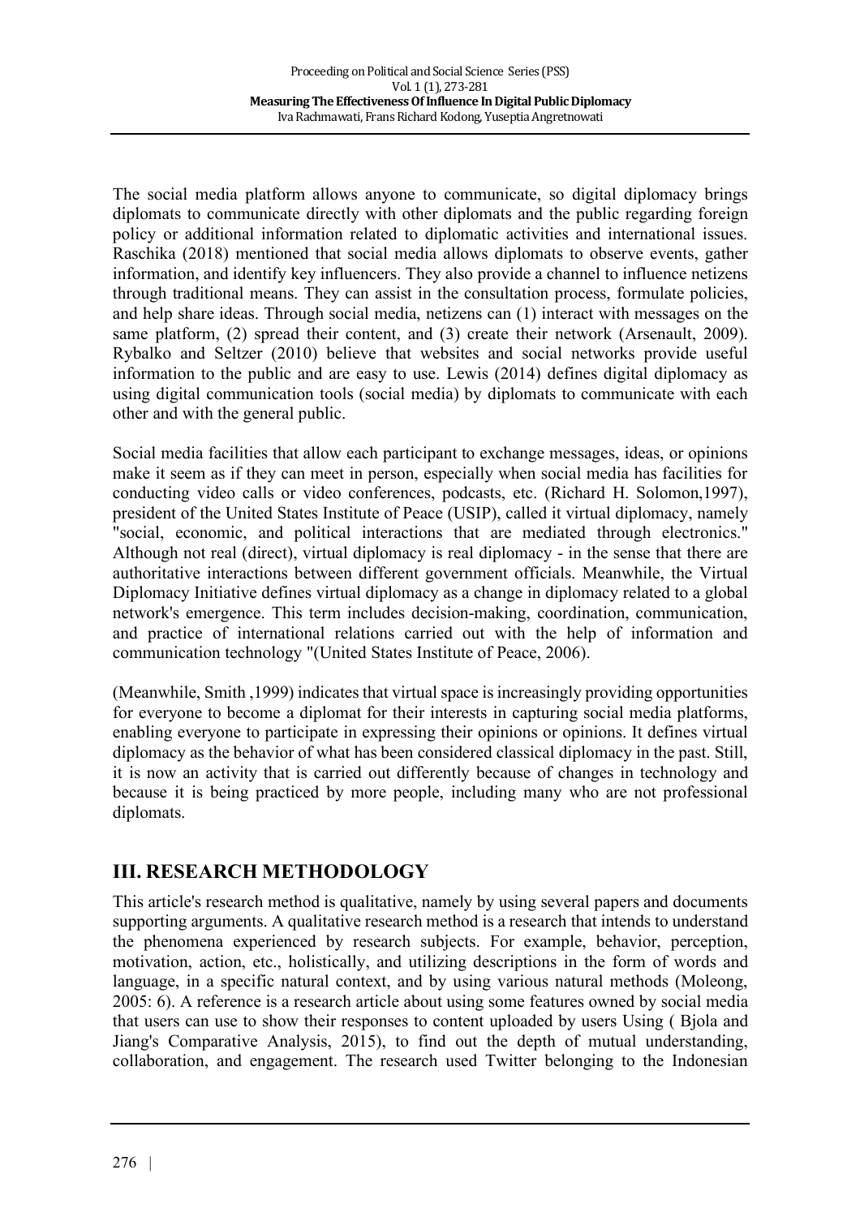The social media platform allows anyone to communicate, so digital diplomacy brings diplomats to communicate directly with other diplomats and the public regarding foreign policy or additional information related to diplomatic activities and international issues. Raschika (2018) mentioned that social media allows diplomats to observe events, gather information, and identify key influencers. They also provide a channel to influence netizens through traditional means. They can assist in the consultation process, formulate policies, and help share ideas. Through social media, netizens can (1) interact with messages on the same platform, (2) spread their content, and (3) create their network (Arsenault, 2009). Rybalko and Seltzer (2010) believe that websites and social networks provide useful information to the public and are easy to use. Lewis (2014) defines digital diplomacy as using digital communication tools (social media) by diplomats to communicate with each other and with the general public.

Social media facilities that allow each participant to exchange messages, ideas, or opinions make it seem as if they can meet in person, especially when social media has facilities for conducting video calls or video conferences, podcasts, etc. (Richard H. Solomon,1997), president of the United States Institute of Peace (USIP), called it virtual diplomacy, namely "social, economic, and political interactions that are mediated through electronics." Although not real (direct), virtual diplomacy is real diplomacy - in the sense that there are authoritative interactions between different government officials. Meanwhile, the Virtual Diplomacy Initiative defines virtual diplomacy as a change in diplomacy related to a global network's emergence. This term includes decision-making, coordination, communication, and practice of international relations carried out with the help of information and communication technology "(United States Institute of Peace, 2006).

(Meanwhile, Smith ,1999) indicates that virtual space is increasingly providing opportunities for everyone to become a diplomat for their interests in capturing social media platforms, enabling everyone to participate in expressing their opinions or opinions. It defines virtual diplomacy as the behavior of what has been considered classical diplomacy in the past. Still, it is now an activity that is carried out differently because of changes in technology and because it is being practiced by more people, including many who are not professional diplomats.

## III. RESEARCH METHODOLOGY

This article's research method is qualitative, namely by using several papers and documents supporting arguments. A qualitative research method is a research that intends to understand the phenomena experienced by research subjects. For example, behavior, perception, motivation, action, etc., holistically, and utilizing descriptions in the form of words and language, in a specific natural context, and by using various natural methods (Moleong, 2005: 6). A reference is a research article about using some features owned by social media that users can use to show their responses to content uploaded by users Using ( Bjola and Jiang's Comparative Analysis, 2015), to find out the depth of mutual understanding, collaboration, and engagement. The research used Twitter belonging to the Indonesian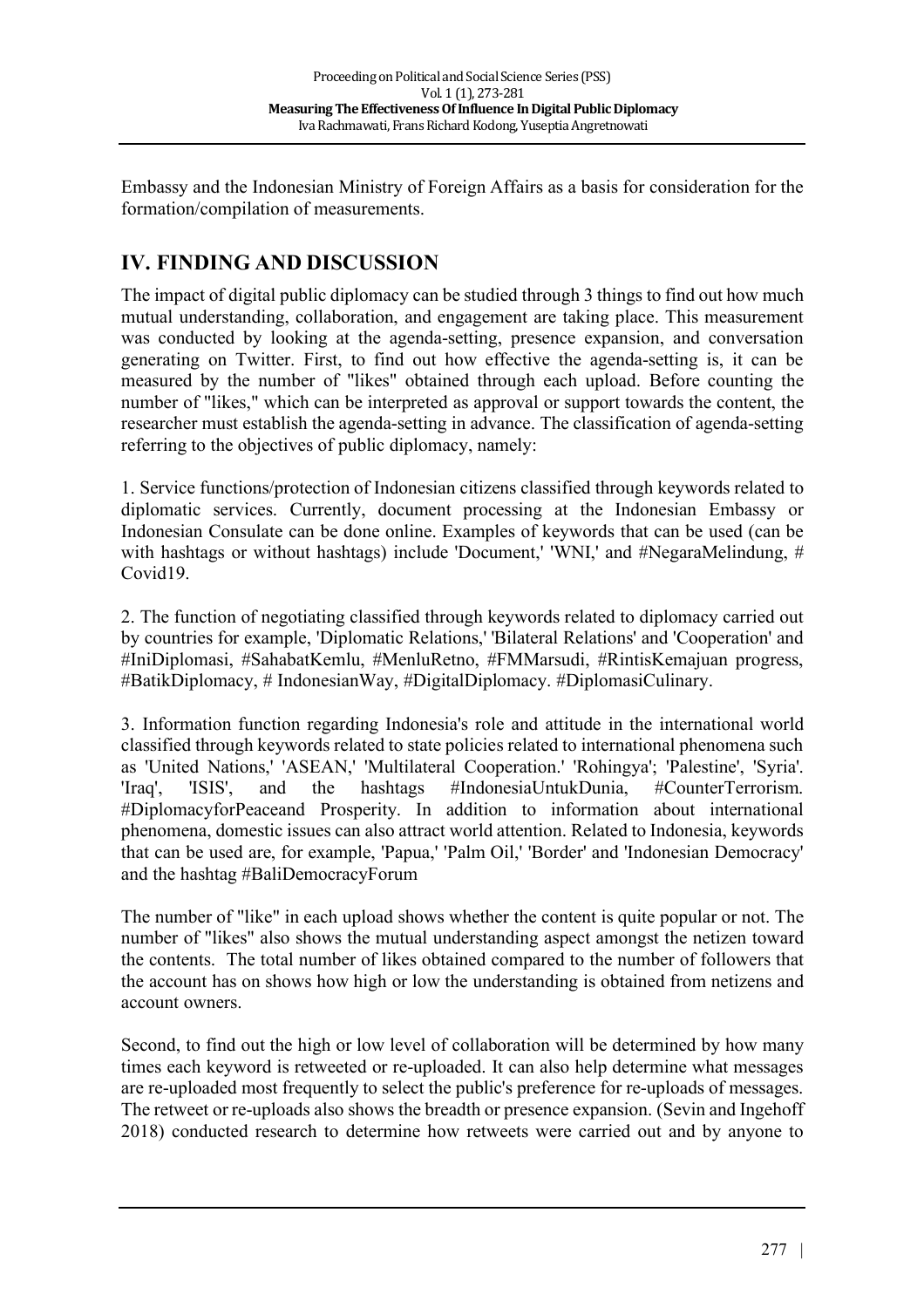Embassy and the Indonesian Ministry of Foreign Affairs as a basis for consideration for the formation/compilation of measurements.

## IV. FINDING AND DISCUSSION

The impact of digital public diplomacy can be studied through 3 things to find out how much mutual understanding, collaboration, and engagement are taking place. This measurement was conducted by looking at the agenda-setting, presence expansion, and conversation generating on Twitter. First, to find out how effective the agenda-setting is, it can be measured by the number of "likes" obtained through each upload. Before counting the number of "likes," which can be interpreted as approval or support towards the content, the researcher must establish the agenda-setting in advance. The classification of agenda-setting referring to the objectives of public diplomacy, namely:

1. Service functions/protection of Indonesian citizens classified through keywords related to diplomatic services. Currently, document processing at the Indonesian Embassy or Indonesian Consulate can be done online. Examples of keywords that can be used (can be with hashtags or without hashtags) include 'Document,' 'WNI,' and #NegaraMelindung, # Covid19.

2. The function of negotiating classified through keywords related to diplomacy carried out by countries for example, 'Diplomatic Relations,' 'Bilateral Relations' and 'Cooperation' and #IniDiplomasi, #SahabatKemlu, #MenluRetno, #FMMarsudi, #RintisKemajuan progress, #BatikDiplomacy, # IndonesianWay, #DigitalDiplomacy. #DiplomasiCulinary.

3. Information function regarding Indonesia's role and attitude in the international world classified through keywords related to state policies related to international phenomena such as 'United Nations,' 'ASEAN,' 'Multilateral Cooperation.' 'Rohingya'; 'Palestine', 'Syria'. 'Iraq', 'ISIS', and the hashtags #IndonesiaUntukDunia, #CounterTerrorism. #DiplomacyforPeaceand Prosperity. In addition to information about international phenomena, domestic issues can also attract world attention. Related to Indonesia, keywords that can be used are, for example, 'Papua,' 'Palm Oil,' 'Border' and 'Indonesian Democracy' and the hashtag #BaliDemocracyForum

The number of "like" in each upload shows whether the content is quite popular or not. The number of "likes" also shows the mutual understanding aspect amongst the netizen toward the contents. The total number of likes obtained compared to the number of followers that the account has on shows how high or low the understanding is obtained from netizens and account owners.

Second, to find out the high or low level of collaboration will be determined by how many times each keyword is retweeted or re-uploaded. It can also help determine what messages are re-uploaded most frequently to select the public's preference for re-uploads of messages. The retweet or re-uploads also shows the breadth or presence expansion. (Sevin and Ingehoff 2018) conducted research to determine how retweets were carried out and by anyone to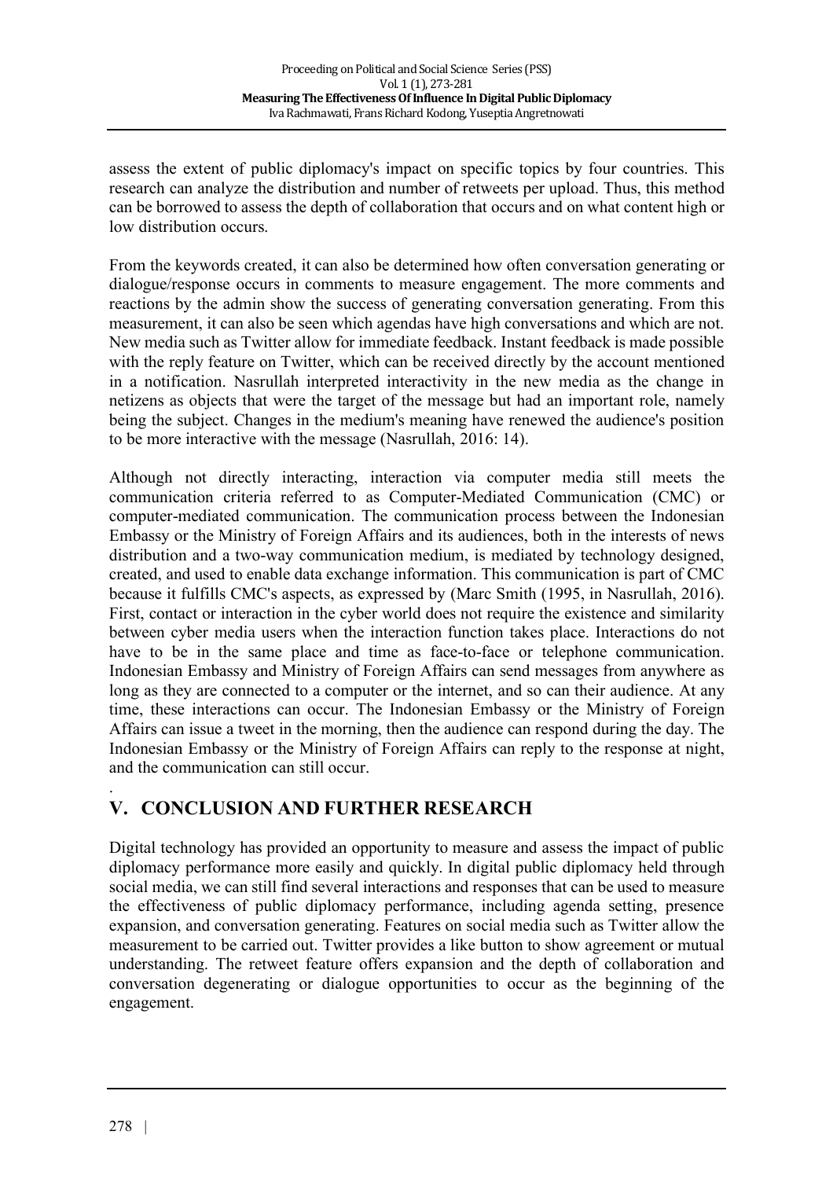assess the extent of public diplomacy's impact on specific topics by four countries. This research can analyze the distribution and number of retweets per upload. Thus, this method can be borrowed to assess the depth of collaboration that occurs and on what content high or low distribution occurs.

From the keywords created, it can also be determined how often conversation generating or dialogue/response occurs in comments to measure engagement. The more comments and reactions by the admin show the success of generating conversation generating. From this measurement, it can also be seen which agendas have high conversations and which are not. New media such as Twitter allow for immediate feedback. Instant feedback is made possible with the reply feature on Twitter, which can be received directly by the account mentioned in a notification. Nasrullah interpreted interactivity in the new media as the change in netizens as objects that were the target of the message but had an important role, namely being the subject. Changes in the medium's meaning have renewed the audience's position to be more interactive with the message (Nasrullah, 2016: 14).

Although not directly interacting, interaction via computer media still meets the communication criteria referred to as Computer-Mediated Communication (CMC) or computer-mediated communication. The communication process between the Indonesian Embassy or the Ministry of Foreign Affairs and its audiences, both in the interests of news distribution and a two-way communication medium, is mediated by technology designed, created, and used to enable data exchange information. This communication is part of CMC because it fulfills CMC's aspects, as expressed by (Marc Smith (1995, in Nasrullah, 2016). First, contact or interaction in the cyber world does not require the existence and similarity between cyber media users when the interaction function takes place. Interactions do not have to be in the same place and time as face-to-face or telephone communication. Indonesian Embassy and Ministry of Foreign Affairs can send messages from anywhere as long as they are connected to a computer or the internet, and so can their audience. At any time, these interactions can occur. The Indonesian Embassy or the Ministry of Foreign Affairs can issue a tweet in the morning, then the audience can respond during the day. The Indonesian Embassy or the Ministry of Foreign Affairs can reply to the response at night, and the communication can still occur.

## V. CONCLUSION AND FURTHER RESEARCH

Digital technology has provided an opportunity to measure and assess the impact of public diplomacy performance more easily and quickly. In digital public diplomacy held through social media, we can still find several interactions and responses that can be used to measure the effectiveness of public diplomacy performance, including agenda setting, presence expansion, and conversation generating. Features on social media such as Twitter allow the measurement to be carried out. Twitter provides a like button to show agreement or mutual understanding. The retweet feature offers expansion and the depth of collaboration and conversation degenerating or dialogue opportunities to occur as the beginning of the engagement.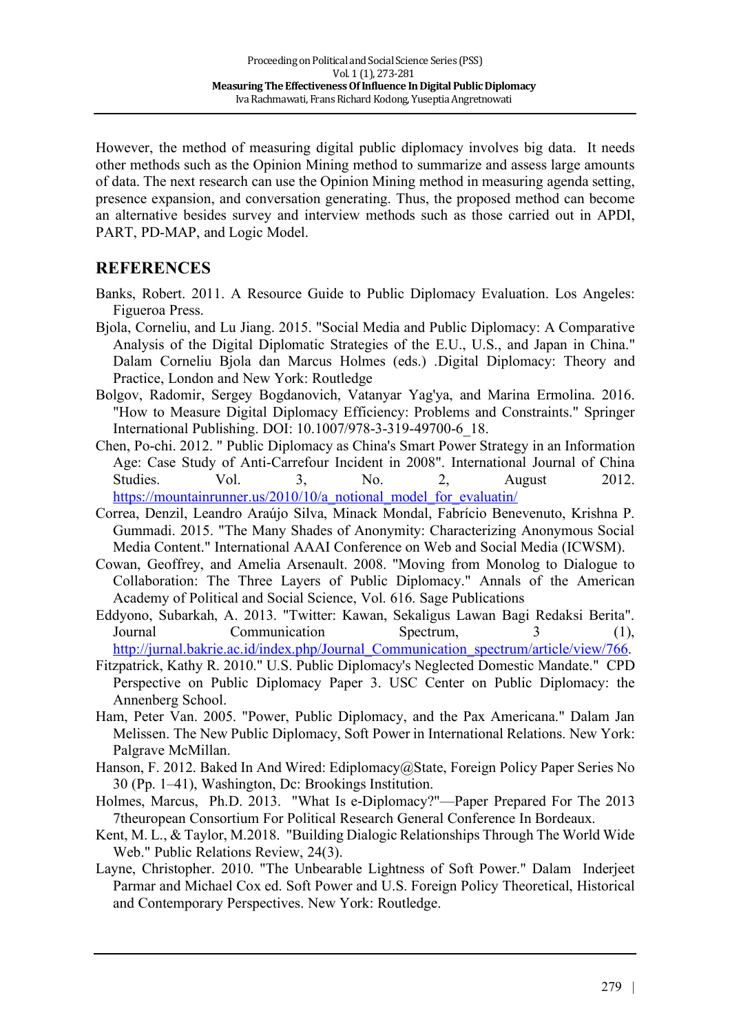However, the method of measuring digital public diplomacy involves big data. It needs other methods such as the Opinion Mining method to summarize and assess large amounts of data. The next research can use the Opinion Mining method in measuring agenda setting, presence expansion, and conversation generating. Thus, the proposed method can become an alternative besides survey and interview methods such as those carried out in APDI, PART, PD-MAP, and Logic Model.

## REFERENCES

Banks, Robert. 2011. A Resource Guide to Public Diplomacy Evaluation. Los Angeles: Figueroa Press.

Bjola, Corneliu, and Lu Jiang. 2015. "Social Media and Public Diplomacy: A Comparative Analysis of the Digital Diplomatic Strategies of the E.U., U.S., and Japan in China." Dalam Corneliu Bjola dan Marcus Holmes (eds.) .Digital Diplomacy: Theory and Practice, London and New York: Routledge

Bolgov, Radomir, Sergey Bogdanovich, Vatanyar Yag'ya, and Marina Ermolina. 2016. "How to Measure Digital Diplomacy Efficiency: Problems and Constraints." Springer International Publishing. DOI: 10.1007/978-3-319-49700-6_18.

Chen, Po-chi. 2012. " Public Diplomacy as China's Smart Power Strategy in an Information Age: Case Study of Anti-Carrefour Incident in 2008". International Journal of China Studies. Vol. 3, No. 2, August 2012. https://mountainrunner.us/2010/10/a_notional_model_for_evaluatin/

Correa, Denzil, Leandro Araújo Silva, Minack Mondal, Fabrício Benevenuto, Krishna P. Gummadi. 2015. "The Many Shades of Anonymity: Characterizing Anonymous Social Media Content." International AAAI Conference on Web and Social Media (ICWSM).

Cowan, Geoffrey, and Amelia Arsenault. 2008. "Moving from Monolog to Dialogue to Collaboration: The Three Layers of Public Diplomacy." Annals of the American Academy of Political and Social Science, Vol. 616. Sage Publications

Eddyono, Subarkah, A. 2013. "Twitter: Kawan, Sekaligus Lawan Bagi Redaksi Berita". Journal Communication Spectrum, 3 (1), http://jurnal.bakrie.ac.id/index.php/Journal_Communication_spectrum/article/view/766.

Fitzpatrick, Kathy R. 2010." U.S. Public Diplomacy's Neglected Domestic Mandate." CPD Perspective on Public Diplomacy Paper 3. USC Center on Public Diplomacy: the Annenberg School.

Ham, Peter Van. 2005. "Power, Public Diplomacy, and the Pax Americana." Dalam Jan Melissen. The New Public Diplomacy, Soft Power in International Relations. New York: Palgrave McMillan.

Hanson, F. 2012. Baked In And Wired: Ediplomacy@State, Foreign Policy Paper Series No 30 (Pp. 1–41), Washington, Dc: Brookings Institution.

Holmes, Marcus, Ph.D. 2013. "What Is e-Diplomacy?"—Paper Prepared For The 2013 7theuropean Consortium For Political Research General Conference In Bordeaux.

Kent, M. L., & Taylor, M.2018. "Building Dialogic Relationships Through The World Wide Web." Public Relations Review, 24(3).

Layne, Christopher. 2010. "The Unbearable Lightness of Soft Power." Dalam Inderjeet Parmar and Michael Cox ed. Soft Power and U.S. Foreign Policy Theoretical, Historical and Contemporary Perspectives. New York: Routledge.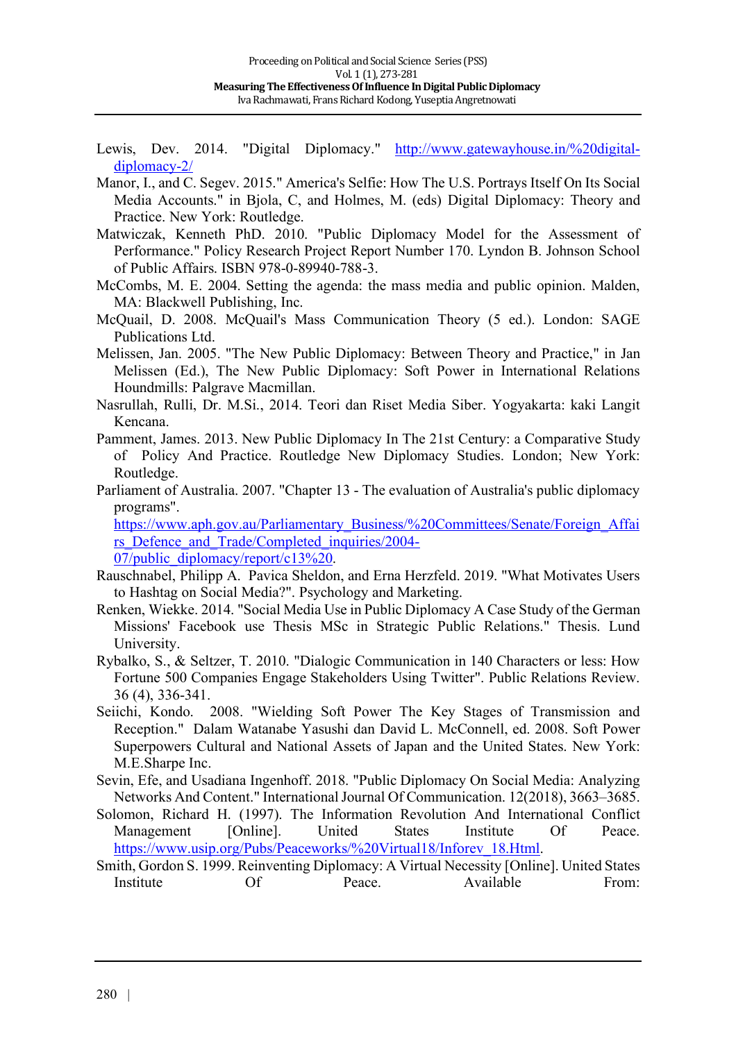Lewis, Dev. 2014. "Digital Diplomacy." http://www.gatewayhouse.in/%20digital-diplomacy-2/

Manor, I., and C. Segev. 2015." America's Selfie: How The U.S. Portrays Itself On Its Social Media Accounts." in Bjola, C, and Holmes, M. (eds) Digital Diplomacy: Theory and Practice. New York: Routledge.

Matwiczak, Kenneth PhD. 2010. "Public Diplomacy Model for the Assessment of Performance." Policy Research Project Report Number 170. Lyndon B. Johnson School of Public Affairs. ISBN 978-0-89940-788-3.

McCombs, M. E. 2004. Setting the agenda: the mass media and public opinion. Malden, MA: Blackwell Publishing, Inc.

McQuail, D. 2008. McQuail's Mass Communication Theory (5 ed.). London: SAGE Publications Ltd.

Melissen, Jan. 2005. "The New Public Diplomacy: Between Theory and Practice," in Jan Melissen (Ed.), The New Public Diplomacy: Soft Power in International Relations Houndmills: Palgrave Macmillan.

Nasrullah, Rulli, Dr. M.Si., 2014. Teori dan Riset Media Siber. Yogyakarta: kaki Langit Kencana.

Pamment, James. 2013. New Public Diplomacy In The 21st Century: a Comparative Study of Policy And Practice. Routledge New Diplomacy Studies. London; New York: Routledge.

Parliament of Australia. 2007. "Chapter 13 - The evaluation of Australia's public diplomacy programs". https://www.aph.gov.au/Parliamentary_Business/%20Committees/Senate/Foreign_Affairs_Defence_and_Trade/Completed_inquiries/2004-07/public_diplomacy/report/c13%20.

Rauschnabel, Philipp A. Pavica Sheldon, and Erna Herzfeld. 2019. "What Motivates Users to Hashtag on Social Media?". Psychology and Marketing.

Renken, Wiekke. 2014. "Social Media Use in Public Diplomacy A Case Study of the German Missions' Facebook use Thesis MSc in Strategic Public Relations." Thesis. Lund University.

Rybalko, S., & Seltzer, T. 2010. "Dialogic Communication in 140 Characters or less: How Fortune 500 Companies Engage Stakeholders Using Twitter". Public Relations Review. 36 (4), 336-341.

Seiichi, Kondo. 2008. "Wielding Soft Power The Key Stages of Transmission and Reception." Dalam Watanabe Yasushi dan David L. McConnell, ed. 2008. Soft Power Superpowers Cultural and National Assets of Japan and the United States. New York: M.E.Sharpe Inc.

Sevin, Efe, and Usadiana Ingenhoff. 2018. "Public Diplomacy On Social Media: Analyzing Networks And Content." International Journal Of Communication. 12(2018), 3663–3685.

Solomon, Richard H. (1997). The Information Revolution And International Conflict Management [Online]. United States Institute Of Peace. https://www.usip.org/Pubs/Peaceworks/%20Virtual18/Inforev_18.Html.

Smith, Gordon S. 1999. Reinventing Diplomacy: A Virtual Necessity [Online]. United States Institute Of Peace. Available From: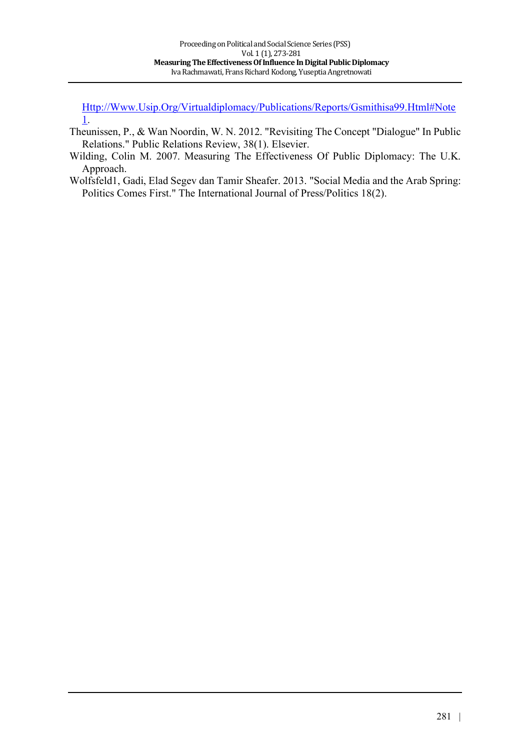Http://Www.Usip.Org/Virtualdiplomacy/Publications/Reports/Gsmithisa99.Html#Note1.

Theunissen, P., & Wan Noordin, W. N. 2012. "Revisiting The Concept "Dialogue" In Public Relations." Public Relations Review, 38(1). Elsevier.

Wilding, Colin M. 2007. Measuring The Effectiveness Of Public Diplomacy: The U.K. Approach.

Wolfsfeld1, Gadi, Elad Segev dan Tamir Sheafer. 2013. "Social Media and the Arab Spring: Politics Comes First." The International Journal of Press/Politics 18(2).